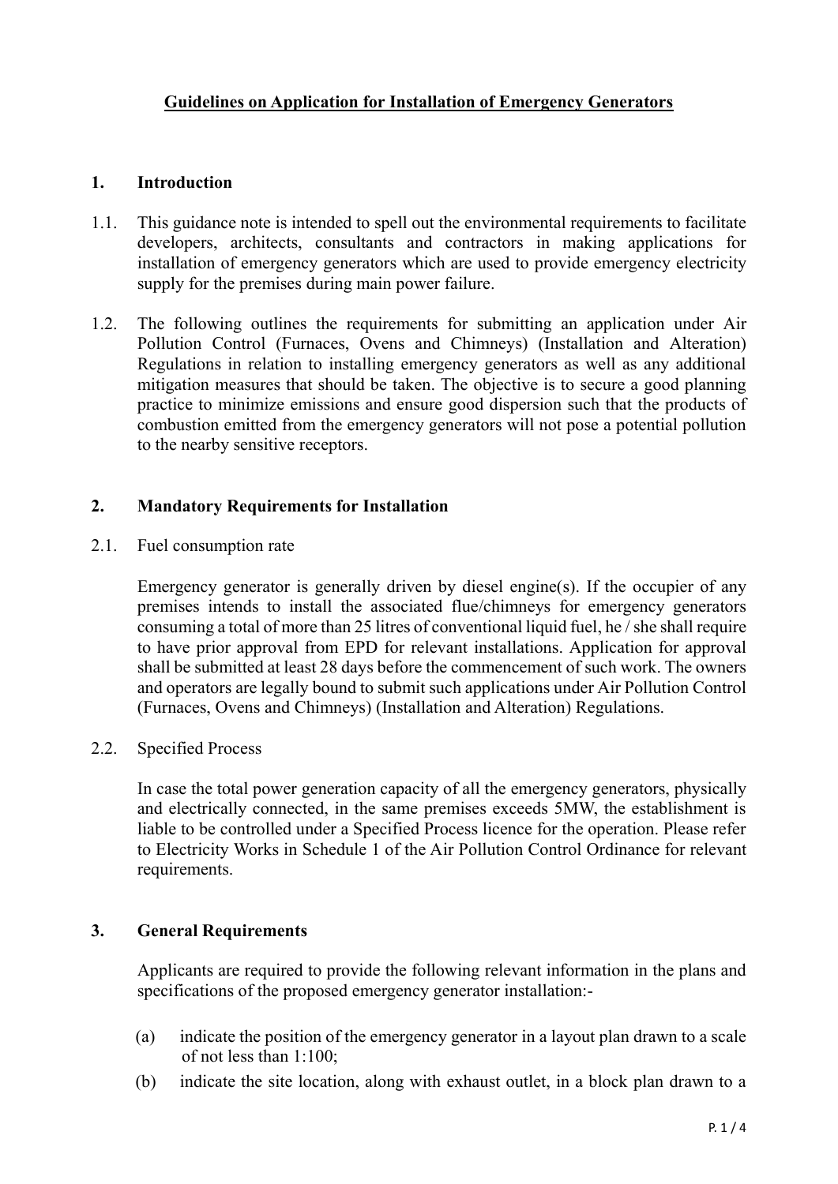# Guidelines on Application for Installation of Emergency Generators

## 1. Introduction

1.1. This guidance note is intended to spell out the environmental requirements to facilitate developers, architects, consultants and contractors in making applications for installation of emergency generators which are used to provide emergency electricity supply for the premises during main power failure.

1.2. The following outlines the requirements for submitting an application under Air Pollution Control (Furnaces, Ovens and Chimneys) (Installation and Alteration) Regulations in relation to installing emergency generators as well as any additional mitigation measures that should be taken. The objective is to secure a good planning practice to minimize emissions and ensure good dispersion such that the products of combustion emitted from the emergency generators will not pose a potential pollution to the nearby sensitive receptors.

## 2. Mandatory Requirements for Installation

2.1. Fuel consumption rate

Emergency generator is generally driven by diesel engine(s). If the occupier of any premises intends to install the associated flue/chimneys for emergency generators consuming a total of more than 25 litres of conventional liquid fuel, he / she shall require to have prior approval from EPD for relevant installations. Application for approval shall be submitted at least 28 days before the commencement of such work. The owners and operators are legally bound to submit such applications under Air Pollution Control (Furnaces, Ovens and Chimneys) (Installation and Alteration) Regulations.

2.2. Specified Process

In case the total power generation capacity of all the emergency generators, physically and electrically connected, in the same premises exceeds 5MW, the establishment is liable to be controlled under a Specified Process licence for the operation. Please refer to Electricity Works in Schedule 1 of the Air Pollution Control Ordinance for relevant requirements.

## 3. General Requirements

Applicants are required to provide the following relevant information in the plans and specifications of the proposed emergency generator installation:-

(a) indicate the position of the emergency generator in a layout plan drawn to a scale of not less than 1:100;

(b) indicate the site location, along with exhaust outlet, in a block plan drawn to a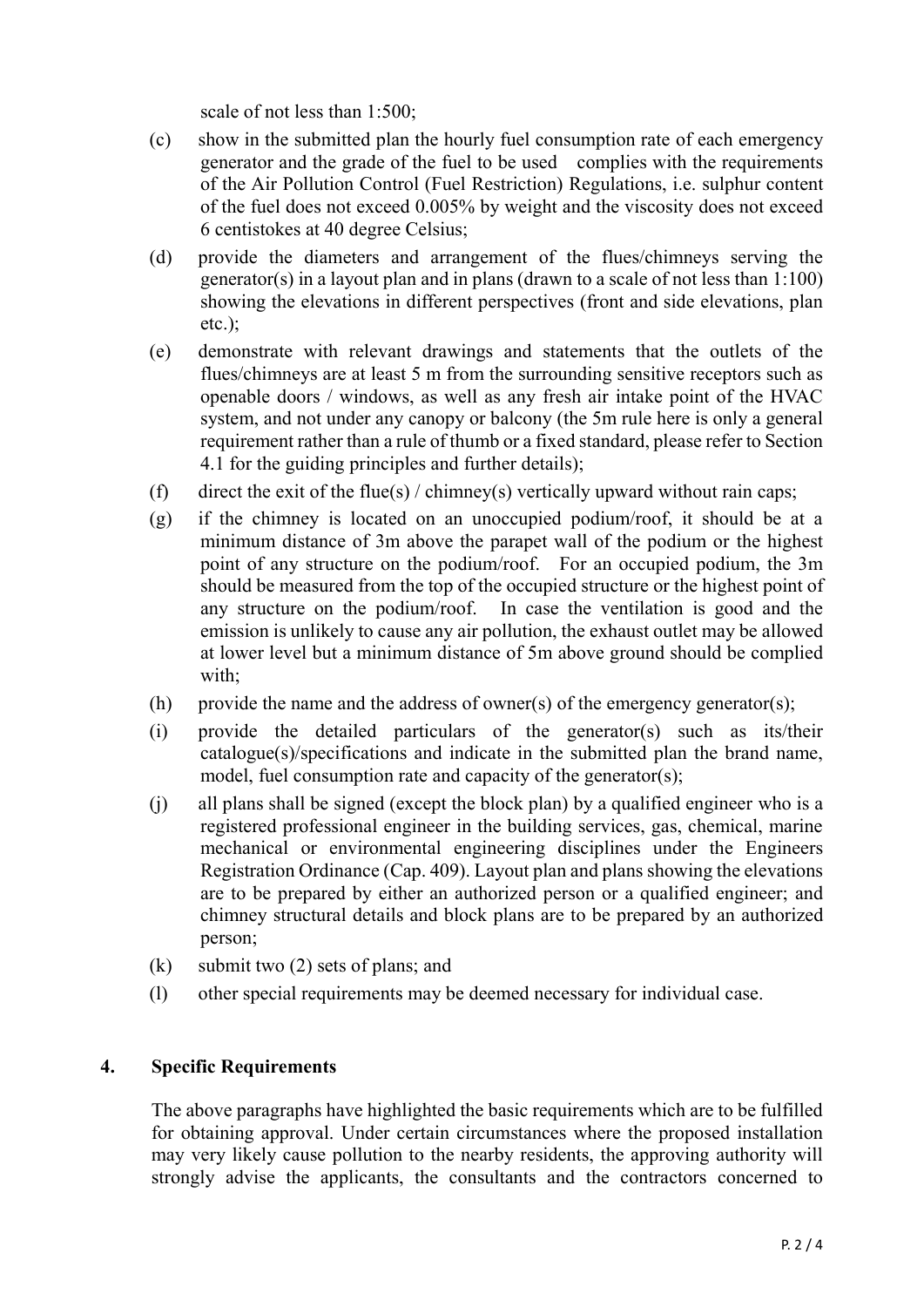scale of not less than 1:500;

(c) show in the submitted plan the hourly fuel consumption rate of each emergency generator and the grade of the fuel to be used complies with the requirements of the Air Pollution Control (Fuel Restriction) Regulations, i.e. sulphur content of the fuel does not exceed 0.005% by weight and the viscosity does not exceed 6 centistokes at 40 degree Celsius;

(d) provide the diameters and arrangement of the flues/chimneys serving the generator(s) in a layout plan and in plans (drawn to a scale of not less than 1:100) showing the elevations in different perspectives (front and side elevations, plan etc.);

(e) demonstrate with relevant drawings and statements that the outlets of the flues/chimneys are at least 5 m from the surrounding sensitive receptors such as openable doors / windows, as well as any fresh air intake point of the HVAC system, and not under any canopy or balcony (the 5m rule here is only a general requirement rather than a rule of thumb or a fixed standard, please refer to Section 4.1 for the guiding principles and further details);

(f) direct the exit of the flue(s) / chimney(s) vertically upward without rain caps;

(g) if the chimney is located on an unoccupied podium/roof, it should be at a minimum distance of 3m above the parapet wall of the podium or the highest point of any structure on the podium/roof. For an occupied podium, the 3m should be measured from the top of the occupied structure or the highest point of any structure on the podium/roof. In case the ventilation is good and the emission is unlikely to cause any air pollution, the exhaust outlet may be allowed at lower level but a minimum distance of 5m above ground should be complied with;

(h) provide the name and the address of owner(s) of the emergency generator(s);

(i) provide the detailed particulars of the generator(s) such as its/their catalogue(s)/specifications and indicate in the submitted plan the brand name, model, fuel consumption rate and capacity of the generator(s);

(j) all plans shall be signed (except the block plan) by a qualified engineer who is a registered professional engineer in the building services, gas, chemical, marine mechanical or environmental engineering disciplines under the Engineers Registration Ordinance (Cap. 409). Layout plan and plans showing the elevations are to be prepared by either an authorized person or a qualified engineer; and chimney structural details and block plans are to be prepared by an authorized person;

(k) submit two (2) sets of plans; and

(l) other special requirements may be deemed necessary for individual case.

## 4. Specific Requirements

The above paragraphs have highlighted the basic requirements which are to be fulfilled for obtaining approval. Under certain circumstances where the proposed installation may very likely cause pollution to the nearby residents, the approving authority will strongly advise the applicants, the consultants and the contractors concerned to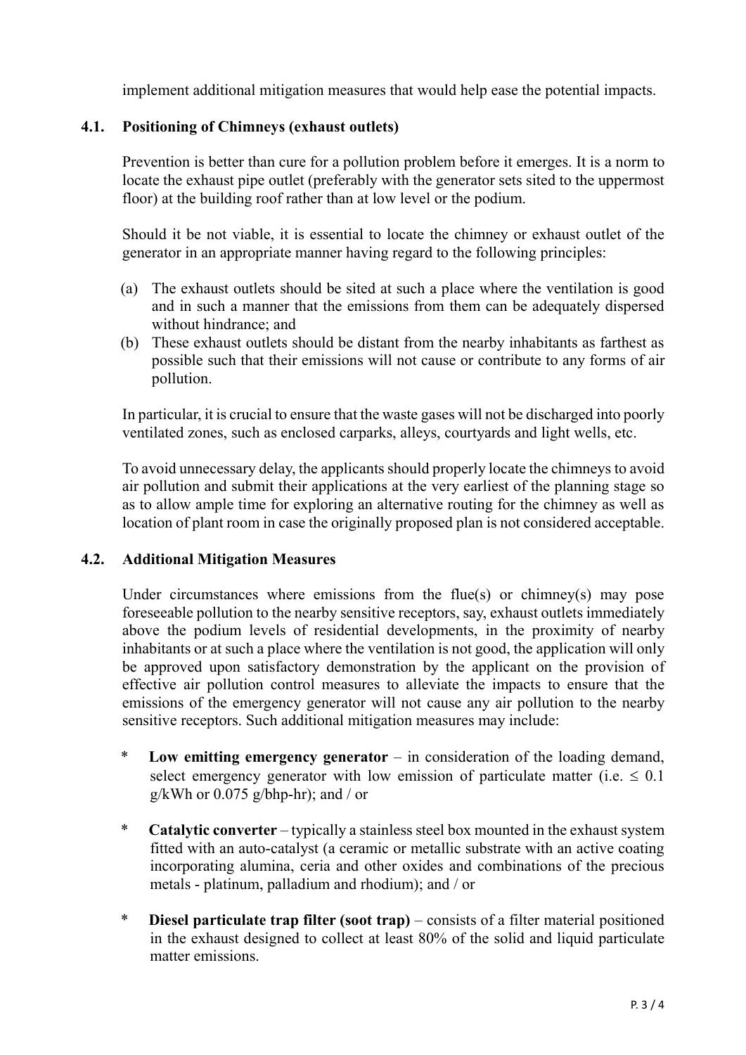implement additional mitigation measures that would help ease the potential impacts.

### 4.1. Positioning of Chimneys (exhaust outlets)

Prevention is better than cure for a pollution problem before it emerges. It is a norm to locate the exhaust pipe outlet (preferably with the generator sets sited to the uppermost floor) at the building roof rather than at low level or the podium.

Should it be not viable, it is essential to locate the chimney or exhaust outlet of the generator in an appropriate manner having regard to the following principles:

(a) The exhaust outlets should be sited at such a place where the ventilation is good and in such a manner that the emissions from them can be adequately dispersed without hindrance; and

(b) These exhaust outlets should be distant from the nearby inhabitants as farthest as possible such that their emissions will not cause or contribute to any forms of air pollution.

In particular, it is crucial to ensure that the waste gases will not be discharged into poorly ventilated zones, such as enclosed carparks, alleys, courtyards and light wells, etc.

To avoid unnecessary delay, the applicants should properly locate the chimneys to avoid air pollution and submit their applications at the very earliest of the planning stage so as to allow ample time for exploring an alternative routing for the chimney as well as location of plant room in case the originally proposed plan is not considered acceptable.

### 4.2. Additional Mitigation Measures

Under circumstances where emissions from the flue(s) or chimney(s) may pose foreseeable pollution to the nearby sensitive receptors, say, exhaust outlets immediately above the podium levels of residential developments, in the proximity of nearby inhabitants or at such a place where the ventilation is not good, the application will only be approved upon satisfactory demonstration by the applicant on the provision of effective air pollution control measures to alleviate the impacts to ensure that the emissions of the emergency generator will not cause any air pollution to the nearby sensitive receptors. Such additional mitigation measures may include:

* **Low emitting emergency generator** – in consideration of the loading demand, select emergency generator with low emission of particulate matter (i.e. $\leq 0.1$ g/kWh or 0.075 g/bhp-hr); and / or

* **Catalytic converter** – typically a stainless steel box mounted in the exhaust system fitted with an auto-catalyst (a ceramic or metallic substrate with an active coating incorporating alumina, ceria and other oxides and combinations of the precious metals - platinum, palladium and rhodium); and / or

* **Diesel particulate trap filter (soot trap)** – consists of a filter material positioned in the exhaust designed to collect at least 80% of the solid and liquid particulate matter emissions.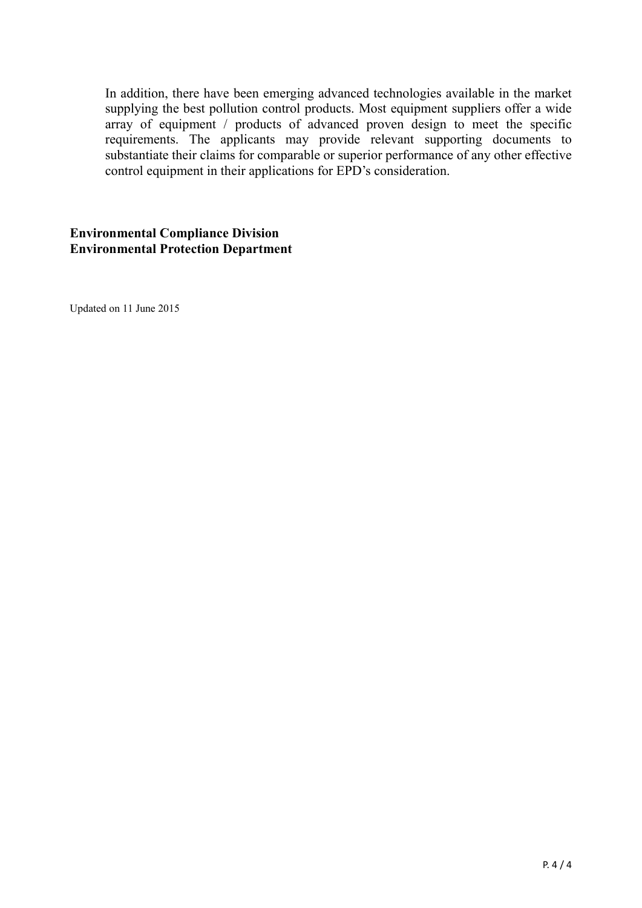In addition, there have been emerging advanced technologies available in the market supplying the best pollution control products. Most equipment suppliers offer a wide array of equipment / products of advanced proven design to meet the specific requirements. The applicants may provide relevant supporting documents to substantiate their claims for comparable or superior performance of any other effective control equipment in their applications for EPD's consideration.

**Environmental Compliance Division**
**Environmental Protection Department**

Updated on 11 June 2015